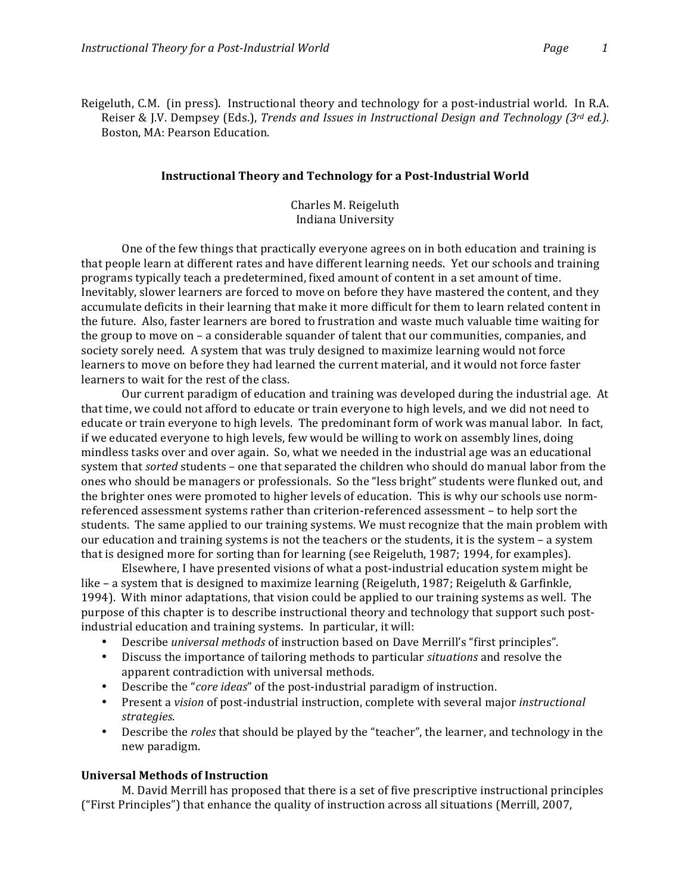Reigeluth, C.M. (in press). Instructional theory and technology for a post-industrial world. In R.A. Reiser & J.V. Dempsey (Eds.), *Trends and Issues in Instructional Design and Technology (3rd ed.).* Boston, MA: Pearson Education.

# Instructional Theory and Technology for a Post-Industrial World

Charles M. Reigeluth
Indiana University

One of the few things that practically everyone agrees on in both education and training is that people learn at different rates and have different learning needs. Yet our schools and training programs typically teach a predetermined, fixed amount of content in a set amount of time. Inevitably, slower learners are forced to move on before they have mastered the content, and they accumulate deficits in their learning that make it more difficult for them to learn related content in the future. Also, faster learners are bored to frustration and waste much valuable time waiting for the group to move on – a considerable squander of talent that our communities, companies, and society sorely need. A system that was truly designed to maximize learning would not force learners to move on before they had learned the current material, and it would not force faster learners to wait for the rest of the class.

Our current paradigm of education and training was developed during the industrial age. At that time, we could not afford to educate or train everyone to high levels, and we did not need to educate or train everyone to high levels. The predominant form of work was manual labor. In fact, if we educated everyone to high levels, few would be willing to work on assembly lines, doing mindless tasks over and over again. So, what we needed in the industrial age was an educational system that *sorted* students – one that separated the children who should do manual labor from the ones who should be managers or professionals. So the "less bright" students were flunked out, and the brighter ones were promoted to higher levels of education. This is why our schools use norm-referenced assessment systems rather than criterion-referenced assessment – to help sort the students. The same applied to our training systems. We must recognize that the main problem with our education and training systems is not the teachers or the students, it is the system – a system that is designed more for sorting than for learning (see Reigeluth, 1987; 1994, for examples).

Elsewhere, I have presented visions of what a post-industrial education system might be like – a system that is designed to maximize learning (Reigeluth, 1987; Reigeluth & Garfinkle, 1994). With minor adaptations, that vision could be applied to our training systems as well. The purpose of this chapter is to describe instructional theory and technology that support such post-industrial education and training systems. In particular, it will:

- Describe *universal methods* of instruction based on Dave Merrill's "first principles".
- Discuss the importance of tailoring methods to particular *situations* and resolve the apparent contradiction with universal methods.
- Describe the "*core ideas*" of the post-industrial paradigm of instruction.
- Present a *vision* of post-industrial instruction, complete with several major *instructional strategies*.
- Describe the *roles* that should be played by the "teacher", the learner, and technology in the new paradigm.

## Universal Methods of Instruction

M. David Merrill has proposed that there is a set of five prescriptive instructional principles ("First Principles") that enhance the quality of instruction across all situations (Merrill, 2007,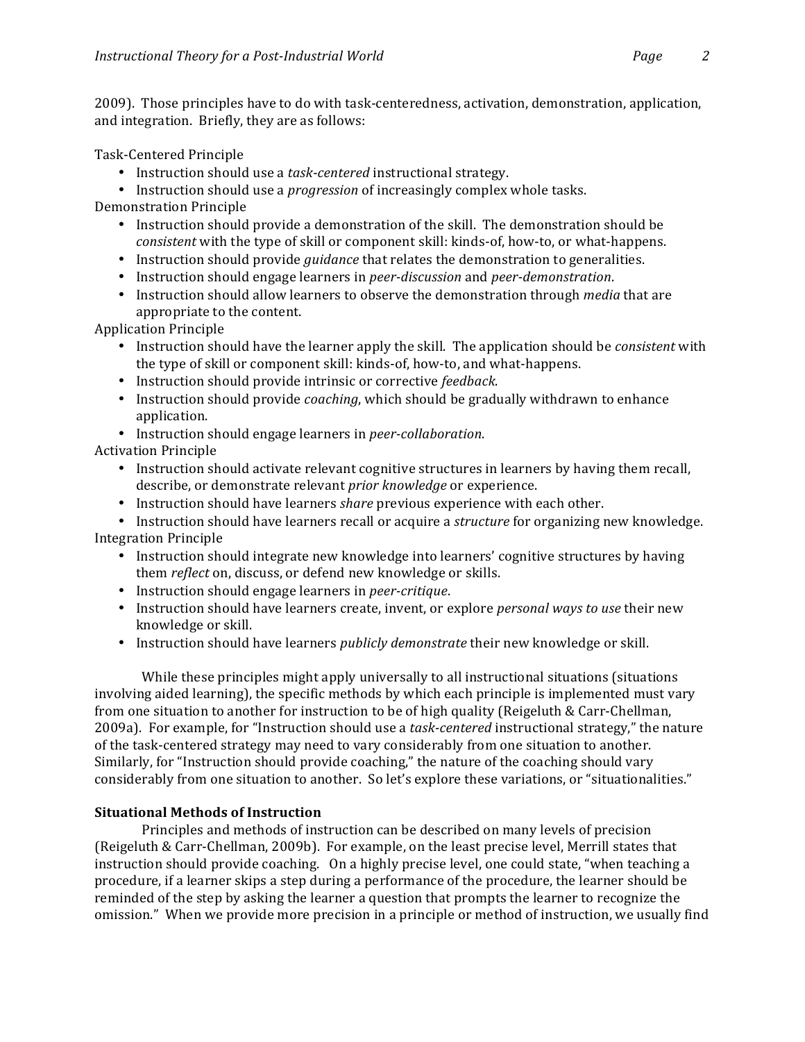2009). Those principles have to do with task-centeredness, activation, demonstration, application, and integration. Briefly, they are as follows:

Task-Centered Principle

- Instruction should use a *task-centered* instructional strategy.
- Instruction should use a *progression* of increasingly complex whole tasks.

Demonstration Principle

- Instruction should provide a demonstration of the skill. The demonstration should be *consistent* with the type of skill or component skill: kinds-of, how-to, or what-happens.
- Instruction should provide *guidance* that relates the demonstration to generalities.
- Instruction should engage learners in *peer-discussion* and *peer-demonstration*.
- Instruction should allow learners to observe the demonstration through *media* that are appropriate to the content.

Application Principle

- Instruction should have the learner apply the skill. The application should be *consistent* with the type of skill or component skill: kinds-of, how-to, and what-happens.
- Instruction should provide intrinsic or corrective *feedback*.
- Instruction should provide *coaching*, which should be gradually withdrawn to enhance application.
- Instruction should engage learners in *peer-collaboration*.

Activation Principle

- Instruction should activate relevant cognitive structures in learners by having them recall, describe, or demonstrate relevant *prior knowledge* or experience.
- Instruction should have learners *share* previous experience with each other.
- Instruction should have learners recall or acquire a *structure* for organizing new knowledge.

Integration Principle

- Instruction should integrate new knowledge into learners' cognitive structures by having them *reflect* on, discuss, or defend new knowledge or skills.
- Instruction should engage learners in *peer-critique*.
- Instruction should have learners create, invent, or explore *personal ways to use* their new knowledge or skill.
- Instruction should have learners *publicly demonstrate* their new knowledge or skill.

While these principles might apply universally to all instructional situations (situations involving aided learning), the specific methods by which each principle is implemented must vary from one situation to another for instruction to be of high quality (Reigeluth & Carr-Chellman, 2009a). For example, for "Instruction should use a *task-centered* instructional strategy," the nature of the task-centered strategy may need to vary considerably from one situation to another. Similarly, for "Instruction should provide coaching," the nature of the coaching should vary considerably from one situation to another. So let's explore these variations, or "situationalities."

**Situational Methods of Instruction**

Principles and methods of instruction can be described on many levels of precision (Reigeluth & Carr-Chellman, 2009b). For example, on the least precise level, Merrill states that instruction should provide coaching. On a highly precise level, one could state, "when teaching a procedure, if a learner skips a step during a performance of the procedure, the learner should be reminded of the step by asking the learner a question that prompts the learner to recognize the omission." When we provide more precision in a principle or method of instruction, we usually find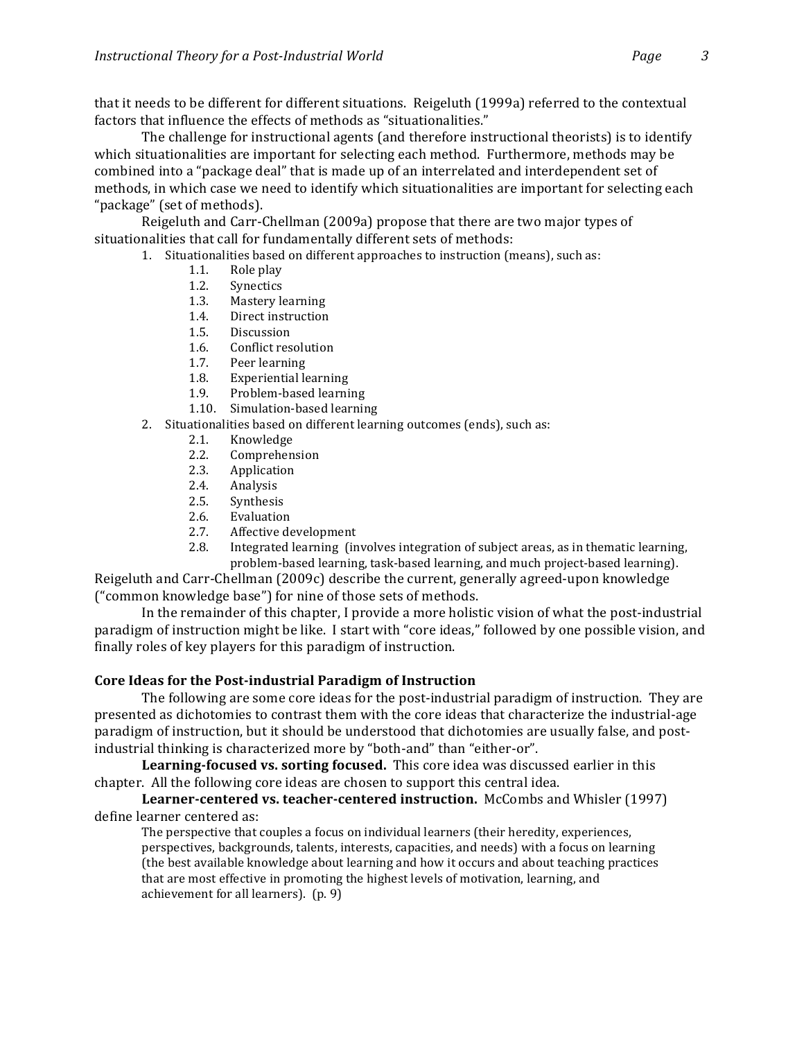that it needs to be different for different situations. Reigeluth (1999a) referred to the contextual factors that influence the effects of methods as "situationalities."

The challenge for instructional agents (and therefore instructional theorists) is to identify which situationalities are important for selecting each method. Furthermore, methods may be combined into a "package deal" that is made up of an interrelated and interdependent set of methods, in which case we need to identify which situationalities are important for selecting each "package" (set of methods).

Reigeluth and Carr-Chellman (2009a) propose that there are two major types of situationalities that call for fundamentally different sets of methods:

1. Situationalities based on different approaches to instruction (means), such as:
   - 1.1. Role play
   - 1.2. Synectics
   - 1.3. Mastery learning
   - 1.4. Direct instruction
   - 1.5. Discussion
   - 1.6. Conflict resolution
   - 1.7. Peer learning
   - 1.8. Experiential learning
   - 1.9. Problem-based learning
   - 1.10. Simulation-based learning
2. Situationalities based on different learning outcomes (ends), such as:
   - 2.1. Knowledge
   - 2.2. Comprehension
   - 2.3. Application
   - 2.4. Analysis
   - 2.5. Synthesis
   - 2.6. Evaluation
   - 2.7. Affective development
   - 2.8. Integrated learning (involves integration of subject areas, as in thematic learning, problem-based learning, task-based learning, and much project-based learning).

Reigeluth and Carr-Chellman (2009c) describe the current, generally agreed-upon knowledge ("common knowledge base") for nine of those sets of methods.

In the remainder of this chapter, I provide a more holistic vision of what the post-industrial paradigm of instruction might be like. I start with "core ideas," followed by one possible vision, and finally roles of key players for this paradigm of instruction.

### Core Ideas for the Post-industrial Paradigm of Instruction

The following are some core ideas for the post-industrial paradigm of instruction. They are presented as dichotomies to contrast them with the core ideas that characterize the industrial-age paradigm of instruction, but it should be understood that dichotomies are usually false, and post-industrial thinking is characterized more by "both-and" than "either-or".

**Learning-focused vs. sorting focused.** This core idea was discussed earlier in this chapter. All the following core ideas are chosen to support this central idea.

**Learner-centered vs. teacher-centered instruction.** McCombs and Whisler (1997) define learner centered as:

> The perspective that couples a focus on individual learners (their heredity, experiences, perspectives, backgrounds, talents, interests, capacities, and needs) with a focus on learning (the best available knowledge about learning and how it occurs and about teaching practices that are most effective in promoting the highest levels of motivation, learning, and achievement for all learners). (p. 9)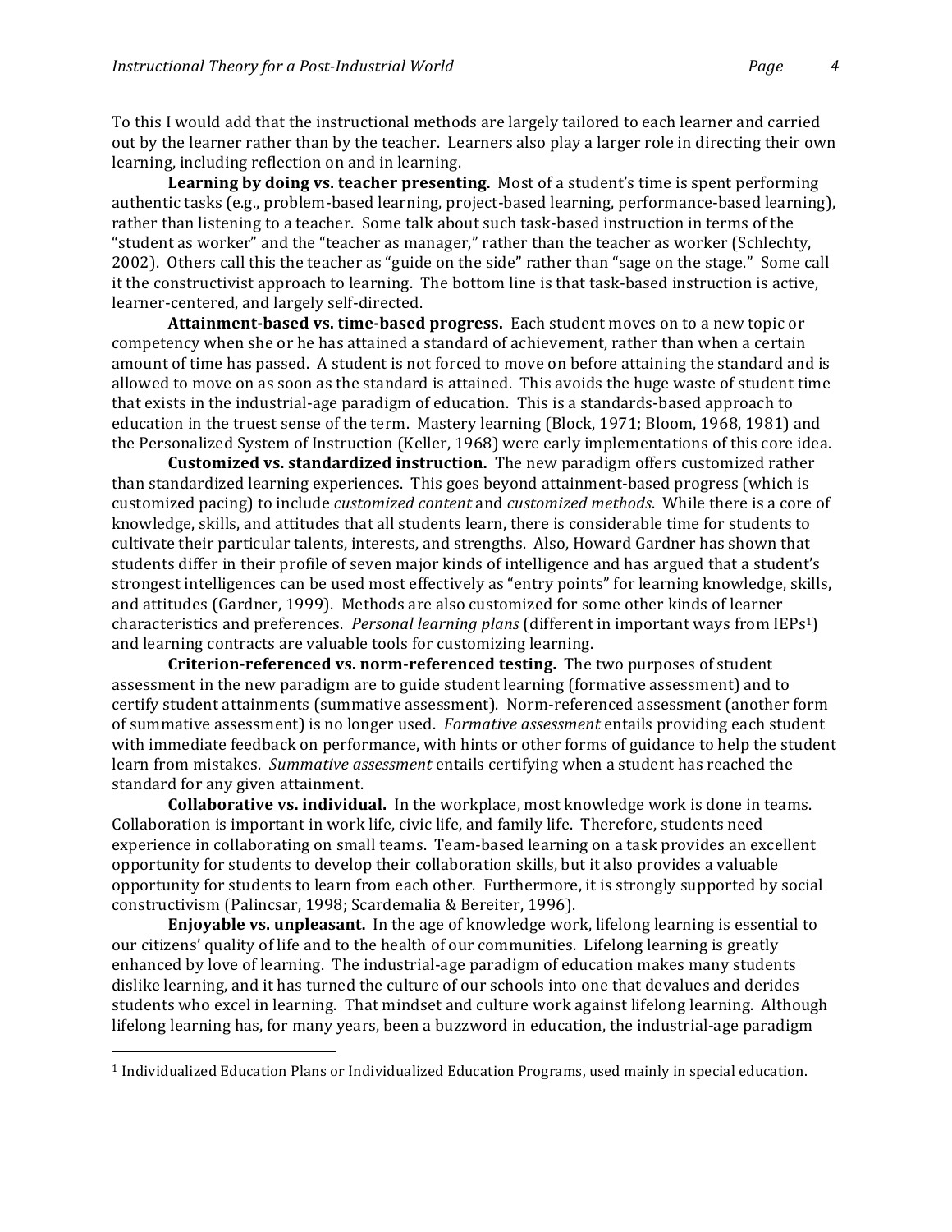To this I would add that the instructional methods are largely tailored to each learner and carried out by the learner rather than by the teacher. Learners also play a larger role in directing their own learning, including reflection on and in learning.

**Learning by doing vs. teacher presenting.** Most of a student's time is spent performing authentic tasks (e.g., problem-based learning, project-based learning, performance-based learning), rather than listening to a teacher. Some talk about such task-based instruction in terms of the "student as worker" and the "teacher as manager," rather than the teacher as worker (Schlechty, 2002). Others call this the teacher as "guide on the side" rather than "sage on the stage." Some call it the constructivist approach to learning. The bottom line is that task-based instruction is active, learner-centered, and largely self-directed.

**Attainment-based vs. time-based progress.** Each student moves on to a new topic or competency when she or he has attained a standard of achievement, rather than when a certain amount of time has passed. A student is not forced to move on before attaining the standard and is allowed to move on as soon as the standard is attained. This avoids the huge waste of student time that exists in the industrial-age paradigm of education. This is a standards-based approach to education in the truest sense of the term. Mastery learning (Block, 1971; Bloom, 1968, 1981) and the Personalized System of Instruction (Keller, 1968) were early implementations of this core idea.

**Customized vs. standardized instruction.** The new paradigm offers customized rather than standardized learning experiences. This goes beyond attainment-based progress (which is customized pacing) to include *customized content* and *customized methods*. While there is a core of knowledge, skills, and attitudes that all students learn, there is considerable time for students to cultivate their particular talents, interests, and strengths. Also, Howard Gardner has shown that students differ in their profile of seven major kinds of intelligence and has argued that a student's strongest intelligences can be used most effectively as "entry points" for learning knowledge, skills, and attitudes (Gardner, 1999). Methods are also customized for some other kinds of learner characteristics and preferences. *Personal learning plans* (different in important ways from IEPs[1]) and learning contracts are valuable tools for customizing learning.

**Criterion-referenced vs. norm-referenced testing.** The two purposes of student assessment in the new paradigm are to guide student learning (formative assessment) and to certify student attainments (summative assessment). Norm-referenced assessment (another form of summative assessment) is no longer used. *Formative assessment* entails providing each student with immediate feedback on performance, with hints or other forms of guidance to help the student learn from mistakes. *Summative assessment* entails certifying when a student has reached the standard for any given attainment.

**Collaborative vs. individual.** In the workplace, most knowledge work is done in teams. Collaboration is important in work life, civic life, and family life. Therefore, students need experience in collaborating on small teams. Team-based learning on a task provides an excellent opportunity for students to develop their collaboration skills, but it also provides a valuable opportunity for students to learn from each other. Furthermore, it is strongly supported by social constructivism (Palincsar, 1998; Scardemalia & Bereiter, 1996).

**Enjoyable vs. unpleasant.** In the age of knowledge work, lifelong learning is essential to our citizens' quality of life and to the health of our communities. Lifelong learning is greatly enhanced by love of learning. The industrial-age paradigm of education makes many students dislike learning, and it has turned the culture of our schools into one that devalues and derides students who excel in learning. That mindset and culture work against lifelong learning. Although lifelong learning has, for many years, been a buzzword in education, the industrial-age paradigm

---

[1] Individualized Education Plans or Individualized Education Programs, used mainly in special education.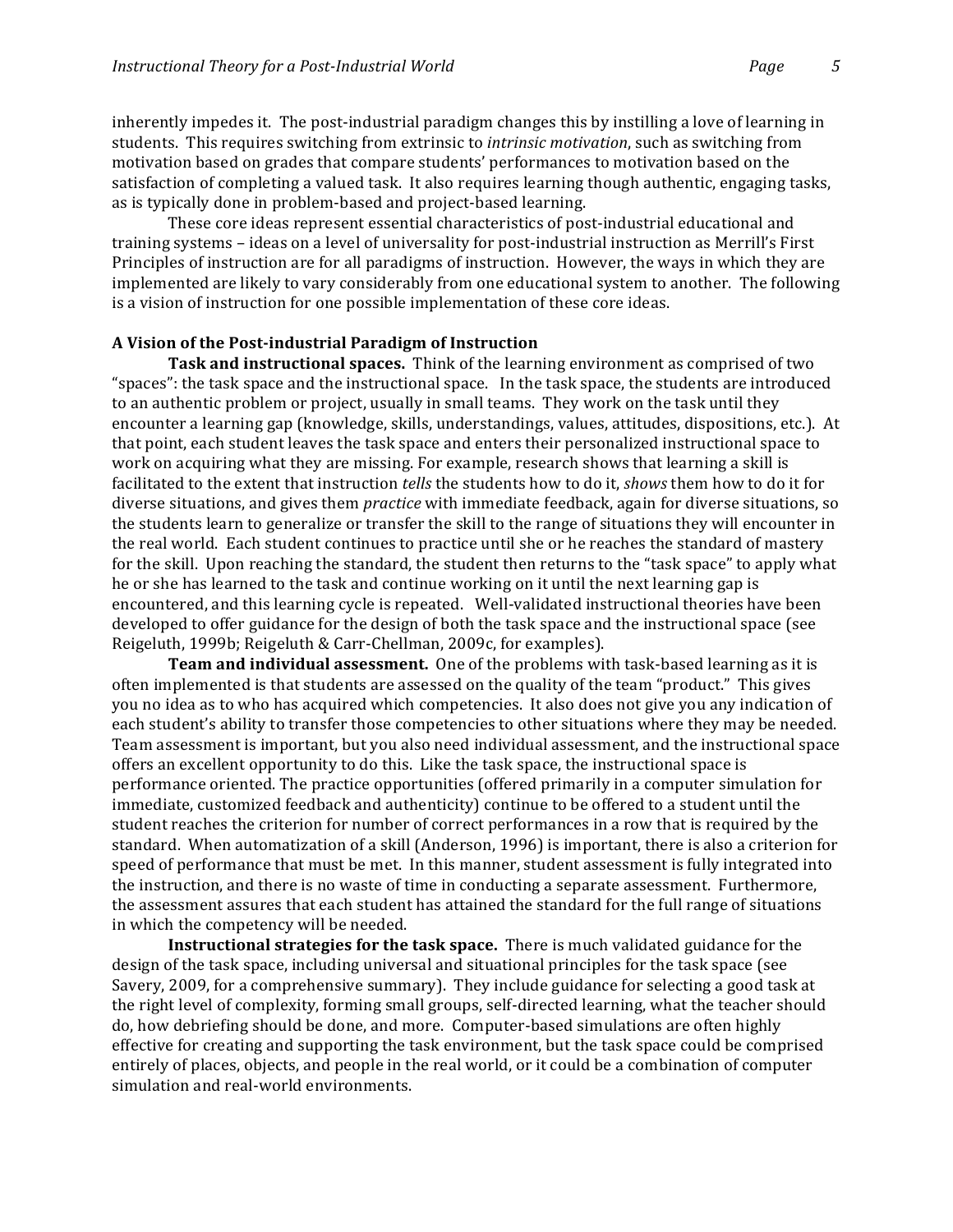inherently impedes it. The post-industrial paradigm changes this by instilling a love of learning in students. This requires switching from extrinsic to *intrinsic motivation*, such as switching from motivation based on grades that compare students' performances to motivation based on the satisfaction of completing a valued task. It also requires learning though authentic, engaging tasks, as is typically done in problem-based and project-based learning.

These core ideas represent essential characteristics of post-industrial educational and training systems – ideas on a level of universality for post-industrial instruction as Merrill's First Principles of instruction are for all paradigms of instruction. However, the ways in which they are implemented are likely to vary considerably from one educational system to another. The following is a vision of instruction for one possible implementation of these core ideas.

**A Vision of the Post-industrial Paradigm of Instruction**

**Task and instructional spaces.** Think of the learning environment as comprised of two "spaces": the task space and the instructional space. In the task space, the students are introduced to an authentic problem or project, usually in small teams. They work on the task until they encounter a learning gap (knowledge, skills, understandings, values, attitudes, dispositions, etc.). At that point, each student leaves the task space and enters their personalized instructional space to work on acquiring what they are missing. For example, research shows that learning a skill is facilitated to the extent that instruction *tells* the students how to do it, *shows* them how to do it for diverse situations, and gives them *practice* with immediate feedback, again for diverse situations, so the students learn to generalize or transfer the skill to the range of situations they will encounter in the real world. Each student continues to practice until she or he reaches the standard of mastery for the skill. Upon reaching the standard, the student then returns to the "task space" to apply what he or she has learned to the task and continue working on it until the next learning gap is encountered, and this learning cycle is repeated. Well-validated instructional theories have been developed to offer guidance for the design of both the task space and the instructional space (see Reigeluth, 1999b; Reigeluth & Carr-Chellman, 2009c, for examples).

**Team and individual assessment.** One of the problems with task-based learning as it is often implemented is that students are assessed on the quality of the team "product." This gives you no idea as to who has acquired which competencies. It also does not give you any indication of each student's ability to transfer those competencies to other situations where they may be needed. Team assessment is important, but you also need individual assessment, and the instructional space offers an excellent opportunity to do this. Like the task space, the instructional space is performance oriented. The practice opportunities (offered primarily in a computer simulation for immediate, customized feedback and authenticity) continue to be offered to a student until the student reaches the criterion for number of correct performances in a row that is required by the standard. When automatization of a skill (Anderson, 1996) is important, there is also a criterion for speed of performance that must be met. In this manner, student assessment is fully integrated into the instruction, and there is no waste of time in conducting a separate assessment. Furthermore, the assessment assures that each student has attained the standard for the full range of situations in which the competency will be needed.

**Instructional strategies for the task space.** There is much validated guidance for the design of the task space, including universal and situational principles for the task space (see Savery, 2009, for a comprehensive summary). They include guidance for selecting a good task at the right level of complexity, forming small groups, self-directed learning, what the teacher should do, how debriefing should be done, and more. Computer-based simulations are often highly effective for creating and supporting the task environment, but the task space could be comprised entirely of places, objects, and people in the real world, or it could be a combination of computer simulation and real-world environments.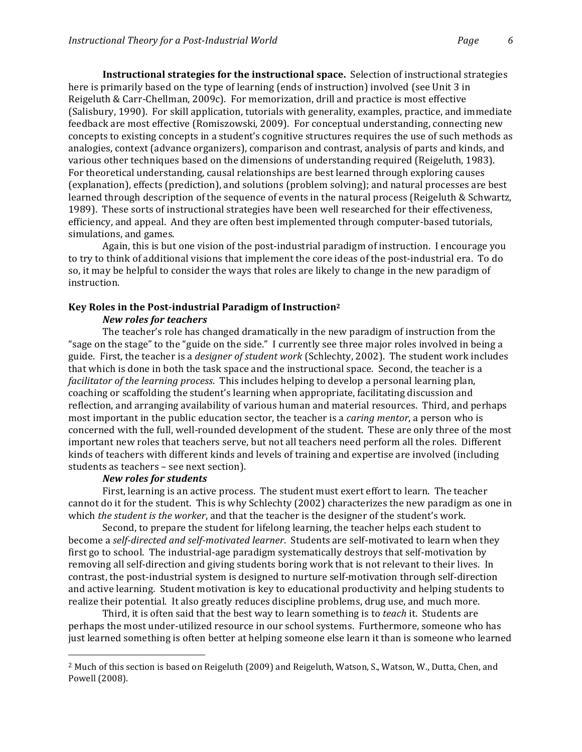**Instructional strategies for the instructional space.** Selection of instructional strategies here is primarily based on the type of learning (ends of instruction) involved (see Unit 3 in Reigeluth & Carr-Chellman, 2009c). For memorization, drill and practice is most effective (Salisbury, 1990). For skill application, tutorials with generality, examples, practice, and immediate feedback are most effective (Romiszowski, 2009). For conceptual understanding, connecting new concepts to existing concepts in a student's cognitive structures requires the use of such methods as analogies, context (advance organizers), comparison and contrast, analysis of parts and kinds, and various other techniques based on the dimensions of understanding required (Reigeluth, 1983). For theoretical understanding, causal relationships are best learned through exploring causes (explanation), effects (prediction), and solutions (problem solving); and natural processes are best learned through description of the sequence of events in the natural process (Reigeluth & Schwartz, 1989). These sorts of instructional strategies have been well researched for their effectiveness, efficiency, and appeal. And they are often best implemented through computer-based tutorials, simulations, and games.

Again, this is but one vision of the post-industrial paradigm of instruction. I encourage you to try to think of additional visions that implement the core ideas of the post-industrial era. To do so, it may be helpful to consider the ways that roles are likely to change in the new paradigm of instruction.

## Key Roles in the Post-industrial Paradigm of Instruction[2]

### *New roles for teachers*

The teacher's role has changed dramatically in the new paradigm of instruction from the "sage on the stage" to the "guide on the side." I currently see three major roles involved in being a guide. First, the teacher is a *designer of student work* (Schlechty, 2002). The student work includes that which is done in both the task space and the instructional space. Second, the teacher is a *facilitator of the learning process*. This includes helping to develop a personal learning plan, coaching or scaffolding the student's learning when appropriate, facilitating discussion and reflection, and arranging availability of various human and material resources. Third, and perhaps most important in the public education sector, the teacher is a *caring mentor*, a person who is concerned with the full, well-rounded development of the student. These are only three of the most important new roles that teachers serve, but not all teachers need perform all the roles. Different kinds of teachers with different kinds and levels of training and expertise are involved (including students as teachers – see next section).

### *New roles for students*

First, learning is an active process. The student must exert effort to learn. The teacher cannot do it for the student. This is why Schlechty (2002) characterizes the new paradigm as one in which *the student is the worker*, and that the teacher is the designer of the student's work.

Second, to prepare the student for lifelong learning, the teacher helps each student to become a *self-directed and self-motivated learner*. Students are self-motivated to learn when they first go to school. The industrial-age paradigm systematically destroys that self-motivation by removing all self-direction and giving students boring work that is not relevant to their lives. In contrast, the post-industrial system is designed to nurture self-motivation through self-direction and active learning. Student motivation is key to educational productivity and helping students to realize their potential. It also greatly reduces discipline problems, drug use, and much more.

Third, it is often said that the best way to learn something is to *teach* it. Students are perhaps the most under-utilized resource in our school systems. Furthermore, someone who has just learned something is often better at helping someone else learn it than is someone who learned

---

[2] Much of this section is based on Reigeluth (2009) and Reigeluth, Watson, S., Watson, W., Dutta, Chen, and Powell (2008).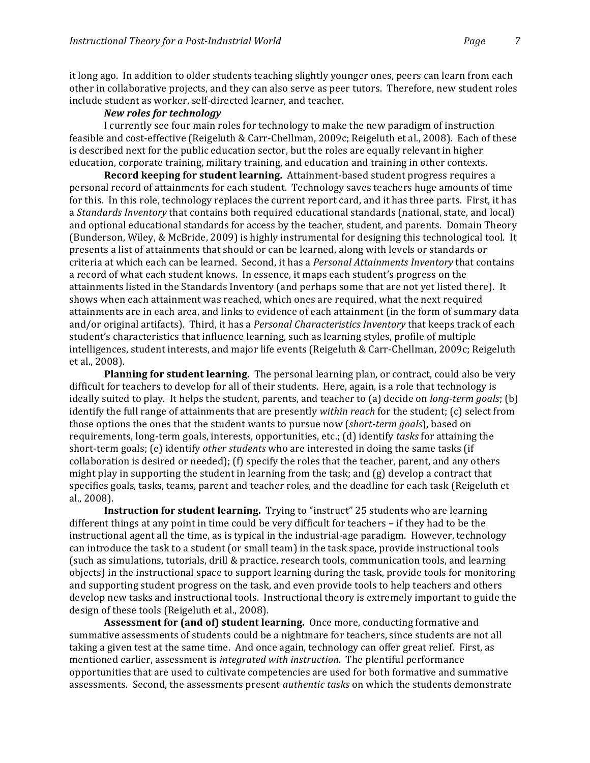it long ago. In addition to older students teaching slightly younger ones, peers can learn from each other in collaborative projects, and they can also serve as peer tutors. Therefore, new student roles include student as worker, self-directed learner, and teacher.

### *New roles for technology*

I currently see four main roles for technology to make the new paradigm of instruction feasible and cost-effective (Reigeluth & Carr-Chellman, 2009c; Reigeluth et al., 2008). Each of these is described next for the public education sector, but the roles are equally relevant in higher education, corporate training, military training, and education and training in other contexts.

**Record keeping for student learning.** Attainment-based student progress requires a personal record of attainments for each student. Technology saves teachers huge amounts of time for this. In this role, technology replaces the current report card, and it has three parts. First, it has a *Standards Inventory* that contains both required educational standards (national, state, and local) and optional educational standards for access by the teacher, student, and parents. Domain Theory (Bunderson, Wiley, & McBride, 2009) is highly instrumental for designing this technological tool. It presents a list of attainments that should or can be learned, along with levels or standards or criteria at which each can be learned. Second, it has a *Personal Attainments Inventory* that contains a record of what each student knows. In essence, it maps each student's progress on the attainments listed in the Standards Inventory (and perhaps some that are not yet listed there). It shows when each attainment was reached, which ones are required, what the next required attainments are in each area, and links to evidence of each attainment (in the form of summary data and/or original artifacts). Third, it has a *Personal Characteristics Inventory* that keeps track of each student's characteristics that influence learning, such as learning styles, profile of multiple intelligences, student interests, and major life events (Reigeluth & Carr-Chellman, 2009c; Reigeluth et al., 2008).

**Planning for student learning.** The personal learning plan, or contract, could also be very difficult for teachers to develop for all of their students. Here, again, is a role that technology is ideally suited to play. It helps the student, parents, and teacher to (a) decide on *long-term goals*; (b) identify the full range of attainments that are presently *within reach* for the student; (c) select from those options the ones that the student wants to pursue now (*short-term goals*), based on requirements, long-term goals, interests, opportunities, etc.; (d) identify *tasks* for attaining the short-term goals; (e) identify *other students* who are interested in doing the same tasks (if collaboration is desired or needed); (f) specify the roles that the teacher, parent, and any others might play in supporting the student in learning from the task; and (g) develop a contract that specifies goals, tasks, teams, parent and teacher roles, and the deadline for each task (Reigeluth et al., 2008).

**Instruction for student learning.** Trying to "instruct" 25 students who are learning different things at any point in time could be very difficult for teachers – if they had to be the instructional agent all the time, as is typical in the industrial-age paradigm. However, technology can introduce the task to a student (or small team) in the task space, provide instructional tools (such as simulations, tutorials, drill & practice, research tools, communication tools, and learning objects) in the instructional space to support learning during the task, provide tools for monitoring and supporting student progress on the task, and even provide tools to help teachers and others develop new tasks and instructional tools. Instructional theory is extremely important to guide the design of these tools (Reigeluth et al., 2008).

**Assessment for (and of) student learning.** Once more, conducting formative and summative assessments of students could be a nightmare for teachers, since students are not all taking a given test at the same time. And once again, technology can offer great relief. First, as mentioned earlier, assessment is *integrated with instruction*. The plentiful performance opportunities that are used to cultivate competencies are used for both formative and summative assessments. Second, the assessments present *authentic tasks* on which the students demonstrate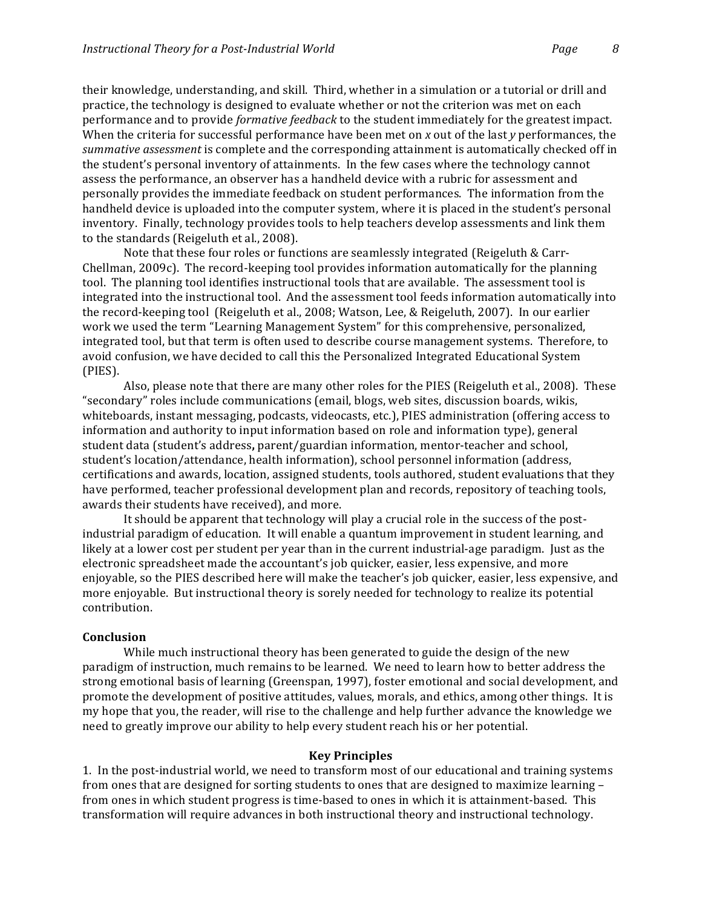their knowledge, understanding, and skill. Third, whether in a simulation or a tutorial or drill and practice, the technology is designed to evaluate whether or not the criterion was met on each performance and to provide *formative feedback* to the student immediately for the greatest impact. When the criteria for successful performance have been met on *x* out of the last *y* performances, the *summative assessment* is complete and the corresponding attainment is automatically checked off in the student's personal inventory of attainments. In the few cases where the technology cannot assess the performance, an observer has a handheld device with a rubric for assessment and personally provides the immediate feedback on student performances. The information from the handheld device is uploaded into the computer system, where it is placed in the student's personal inventory. Finally, technology provides tools to help teachers develop assessments and link them to the standards (Reigeluth et al., 2008).

Note that these four roles or functions are seamlessly integrated (Reigeluth & Carr-Chellman, 2009c). The record-keeping tool provides information automatically for the planning tool. The planning tool identifies instructional tools that are available. The assessment tool is integrated into the instructional tool. And the assessment tool feeds information automatically into the record-keeping tool (Reigeluth et al., 2008; Watson, Lee, & Reigeluth, 2007). In our earlier work we used the term "Learning Management System" for this comprehensive, personalized, integrated tool, but that term is often used to describe course management systems. Therefore, to avoid confusion, we have decided to call this the Personalized Integrated Educational System (PIES).

Also, please note that there are many other roles for the PIES (Reigeluth et al., 2008). These "secondary" roles include communications (email, blogs, web sites, discussion boards, wikis, whiteboards, instant messaging, podcasts, videocasts, etc.), PIES administration (offering access to information and authority to input information based on role and information type), general student data (student's address**,** parent/guardian information, mentor-teacher and school, student's location/attendance, health information), school personnel information (address, certifications and awards, location, assigned students, tools authored, student evaluations that they have performed, teacher professional development plan and records, repository of teaching tools, awards their students have received), and more.

It should be apparent that technology will play a crucial role in the success of the post-industrial paradigm of education. It will enable a quantum improvement in student learning, and likely at a lower cost per student per year than in the current industrial-age paradigm. Just as the electronic spreadsheet made the accountant's job quicker, easier, less expensive, and more enjoyable, so the PIES described here will make the teacher's job quicker, easier, less expensive, and more enjoyable. But instructional theory is sorely needed for technology to realize its potential contribution.

## Conclusion

While much instructional theory has been generated to guide the design of the new paradigm of instruction, much remains to be learned. We need to learn how to better address the strong emotional basis of learning (Greenspan, 1997), foster emotional and social development, and promote the development of positive attitudes, values, morals, and ethics, among other things. It is my hope that you, the reader, will rise to the challenge and help further advance the knowledge we need to greatly improve our ability to help every student reach his or her potential.

## Key Principles

1. In the post-industrial world, we need to transform most of our educational and training systems from ones that are designed for sorting students to ones that are designed to maximize learning – from ones in which student progress is time-based to ones in which it is attainment-based. This transformation will require advances in both instructional theory and instructional technology.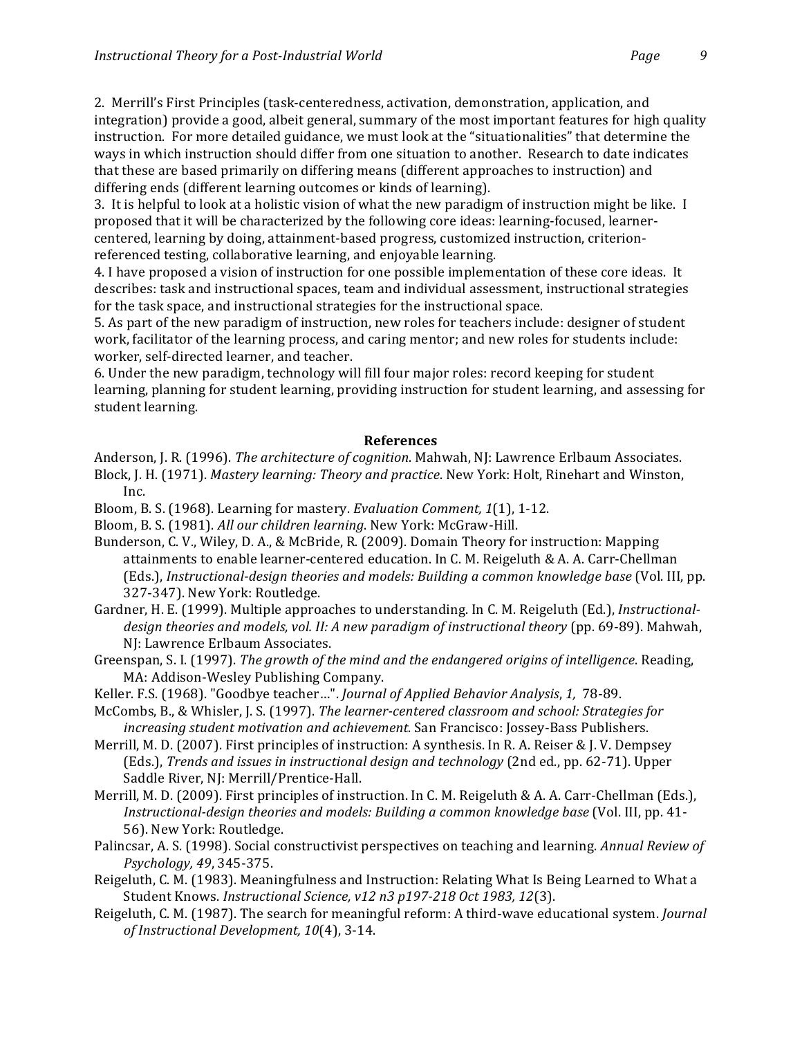2. Merrill's First Principles (task-centeredness, activation, demonstration, application, and integration) provide a good, albeit general, summary of the most important features for high quality instruction. For more detailed guidance, we must look at the "situationalities" that determine the ways in which instruction should differ from one situation to another. Research to date indicates that these are based primarily on differing means (different approaches to instruction) and differing ends (different learning outcomes or kinds of learning).
3. It is helpful to look at a holistic vision of what the new paradigm of instruction might be like. I proposed that it will be characterized by the following core ideas: learning-focused, learner-centered, learning by doing, attainment-based progress, customized instruction, criterion-referenced testing, collaborative learning, and enjoyable learning.
4. I have proposed a vision of instruction for one possible implementation of these core ideas. It describes: task and instructional spaces, team and individual assessment, instructional strategies for the task space, and instructional strategies for the instructional space.
5. As part of the new paradigm of instruction, new roles for teachers include: designer of student work, facilitator of the learning process, and caring mentor; and new roles for students include: worker, self-directed learner, and teacher.
6. Under the new paradigm, technology will fill four major roles: record keeping for student learning, planning for student learning, providing instruction for student learning, and assessing for student learning.

## References

Anderson, J. R. (1996). *The architecture of cognition*. Mahwah, NJ: Lawrence Erlbaum Associates.

Block, J. H. (1971). *Mastery learning: Theory and practice*. New York: Holt, Rinehart and Winston, Inc.

Bloom, B. S. (1968). Learning for mastery. *Evaluation Comment, 1*(1), 1-12.

Bloom, B. S. (1981). *All our children learning*. New York: McGraw-Hill.

Bunderson, C. V., Wiley, D. A., & McBride, R. (2009). Domain Theory for instruction: Mapping attainments to enable learner-centered education. In C. M. Reigeluth & A. A. Carr-Chellman (Eds.), *Instructional-design theories and models: Building a common knowledge base* (Vol. III, pp. 327-347). New York: Routledge.

Gardner, H. E. (1999). Multiple approaches to understanding. In C. M. Reigeluth (Ed.), *Instructional-design theories and models, vol. II: A new paradigm of instructional theory* (pp. 69-89). Mahwah, NJ: Lawrence Erlbaum Associates.

Greenspan, S. I. (1997). *The growth of the mind and the endangered origins of intelligence*. Reading, MA: Addison-Wesley Publishing Company.

Keller. F.S. (1968). "Goodbye teacher…". *Journal of Applied Behavior Analysis*, *1,* 78-89.

McCombs, B., & Whisler, J. S. (1997). *The learner-centered classroom and school: Strategies for increasing student motivation and achievement*. San Francisco: Jossey-Bass Publishers.

Merrill, M. D. (2007). First principles of instruction: A synthesis. In R. A. Reiser & J. V. Dempsey (Eds.), *Trends and issues in instructional design and technology* (2nd ed., pp. 62-71). Upper Saddle River, NJ: Merrill/Prentice-Hall.

Merrill, M. D. (2009). First principles of instruction. In C. M. Reigeluth & A. A. Carr-Chellman (Eds.), *Instructional-design theories and models: Building a common knowledge base* (Vol. III, pp. 41-56). New York: Routledge.

Palincsar, A. S. (1998). Social constructivist perspectives on teaching and learning. *Annual Review of Psychology, 49*, 345-375.

Reigeluth, C. M. (1983). Meaningfulness and Instruction: Relating What Is Being Learned to What a Student Knows. *Instructional Science, v12 n3 p197-218 Oct 1983, 12*(3).

Reigeluth, C. M. (1987). The search for meaningful reform: A third-wave educational system. *Journal of Instructional Development, 10*(4), 3-14.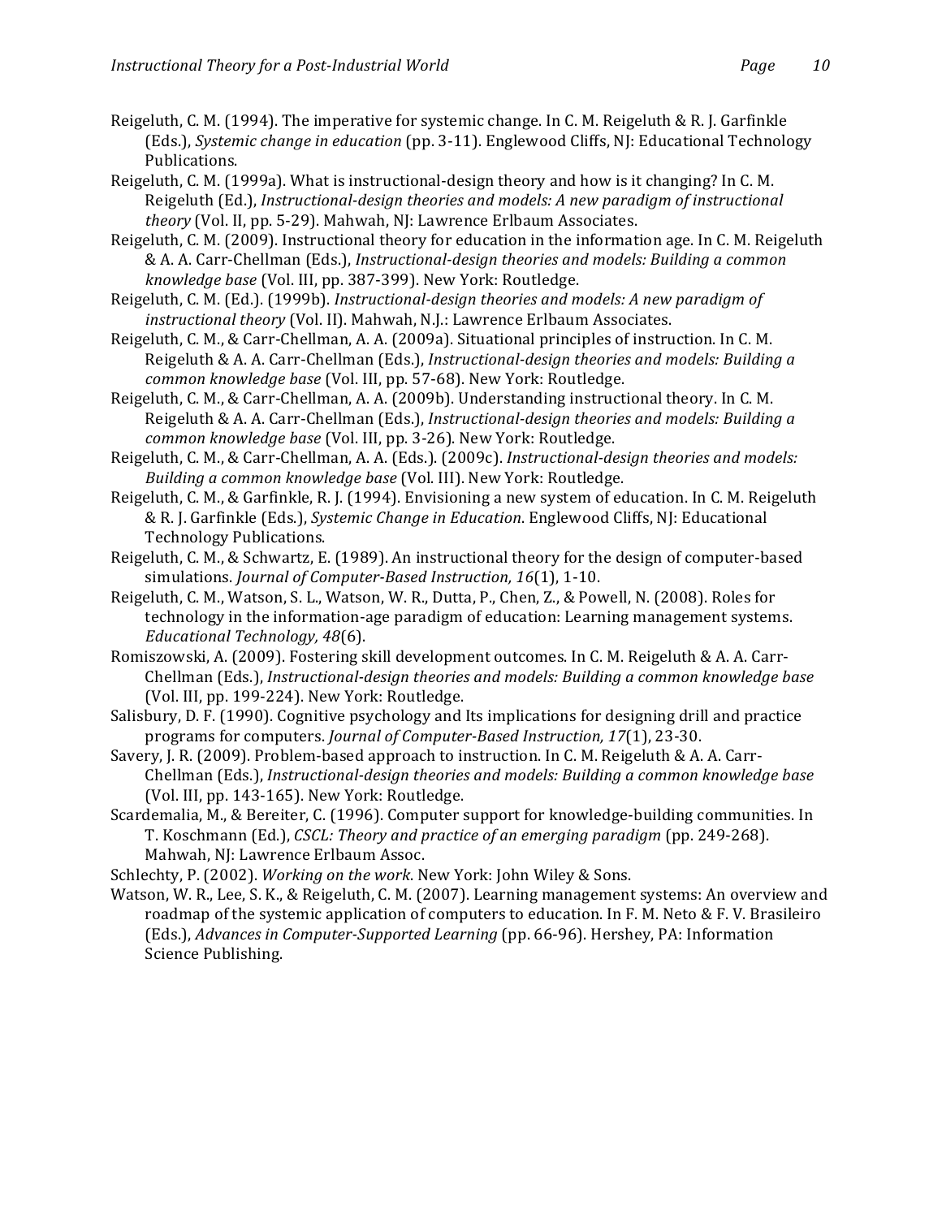Reigeluth, C. M. (1994). The imperative for systemic change. In C. M. Reigeluth & R. J. Garfinkle (Eds.), *Systemic change in education* (pp. 3-11). Englewood Cliffs, NJ: Educational Technology Publications.

Reigeluth, C. M. (1999a). What is instructional-design theory and how is it changing? In C. M. Reigeluth (Ed.), *Instructional-design theories and models: A new paradigm of instructional theory* (Vol. II, pp. 5-29). Mahwah, NJ: Lawrence Erlbaum Associates.

Reigeluth, C. M. (2009). Instructional theory for education in the information age. In C. M. Reigeluth & A. A. Carr-Chellman (Eds.), *Instructional-design theories and models: Building a common knowledge base* (Vol. III, pp. 387-399). New York: Routledge.

Reigeluth, C. M. (Ed.). (1999b). *Instructional-design theories and models: A new paradigm of instructional theory* (Vol. II). Mahwah, N.J.: Lawrence Erlbaum Associates.

Reigeluth, C. M., & Carr-Chellman, A. A. (2009a). Situational principles of instruction. In C. M. Reigeluth & A. A. Carr-Chellman (Eds.), *Instructional-design theories and models: Building a common knowledge base* (Vol. III, pp. 57-68). New York: Routledge.

Reigeluth, C. M., & Carr-Chellman, A. A. (2009b). Understanding instructional theory. In C. M. Reigeluth & A. A. Carr-Chellman (Eds.), *Instructional-design theories and models: Building a common knowledge base* (Vol. III, pp. 3-26). New York: Routledge.

Reigeluth, C. M., & Carr-Chellman, A. A. (Eds.). (2009c). *Instructional-design theories and models: Building a common knowledge base* (Vol. III). New York: Routledge.

Reigeluth, C. M., & Garfinkle, R. J. (1994). Envisioning a new system of education. In C. M. Reigeluth & R. J. Garfinkle (Eds.), *Systemic Change in Education*. Englewood Cliffs, NJ: Educational Technology Publications.

Reigeluth, C. M., & Schwartz, E. (1989). An instructional theory for the design of computer-based simulations. *Journal of Computer-Based Instruction, 16*(1), 1-10.

Reigeluth, C. M., Watson, S. L., Watson, W. R., Dutta, P., Chen, Z., & Powell, N. (2008). Roles for technology in the information-age paradigm of education: Learning management systems. *Educational Technology, 48*(6).

Romiszowski, A. (2009). Fostering skill development outcomes. In C. M. Reigeluth & A. A. Carr-Chellman (Eds.), *Instructional-design theories and models: Building a common knowledge base* (Vol. III, pp. 199-224). New York: Routledge.

Salisbury, D. F. (1990). Cognitive psychology and Its implications for designing drill and practice programs for computers. *Journal of Computer-Based Instruction, 17*(1), 23-30.

Savery, J. R. (2009). Problem-based approach to instruction. In C. M. Reigeluth & A. A. Carr-Chellman (Eds.), *Instructional-design theories and models: Building a common knowledge base* (Vol. III, pp. 143-165). New York: Routledge.

Scardemalia, M., & Bereiter, C. (1996). Computer support for knowledge-building communities. In T. Koschmann (Ed.), *CSCL: Theory and practice of an emerging paradigm* (pp. 249-268). Mahwah, NJ: Lawrence Erlbaum Assoc.

Schlechty, P. (2002). *Working on the work*. New York: John Wiley & Sons.

Watson, W. R., Lee, S. K., & Reigeluth, C. M. (2007). Learning management systems: An overview and roadmap of the systemic application of computers to education. In F. M. Neto & F. V. Brasileiro (Eds.), *Advances in Computer-Supported Learning* (pp. 66-96). Hershey, PA: Information Science Publishing.